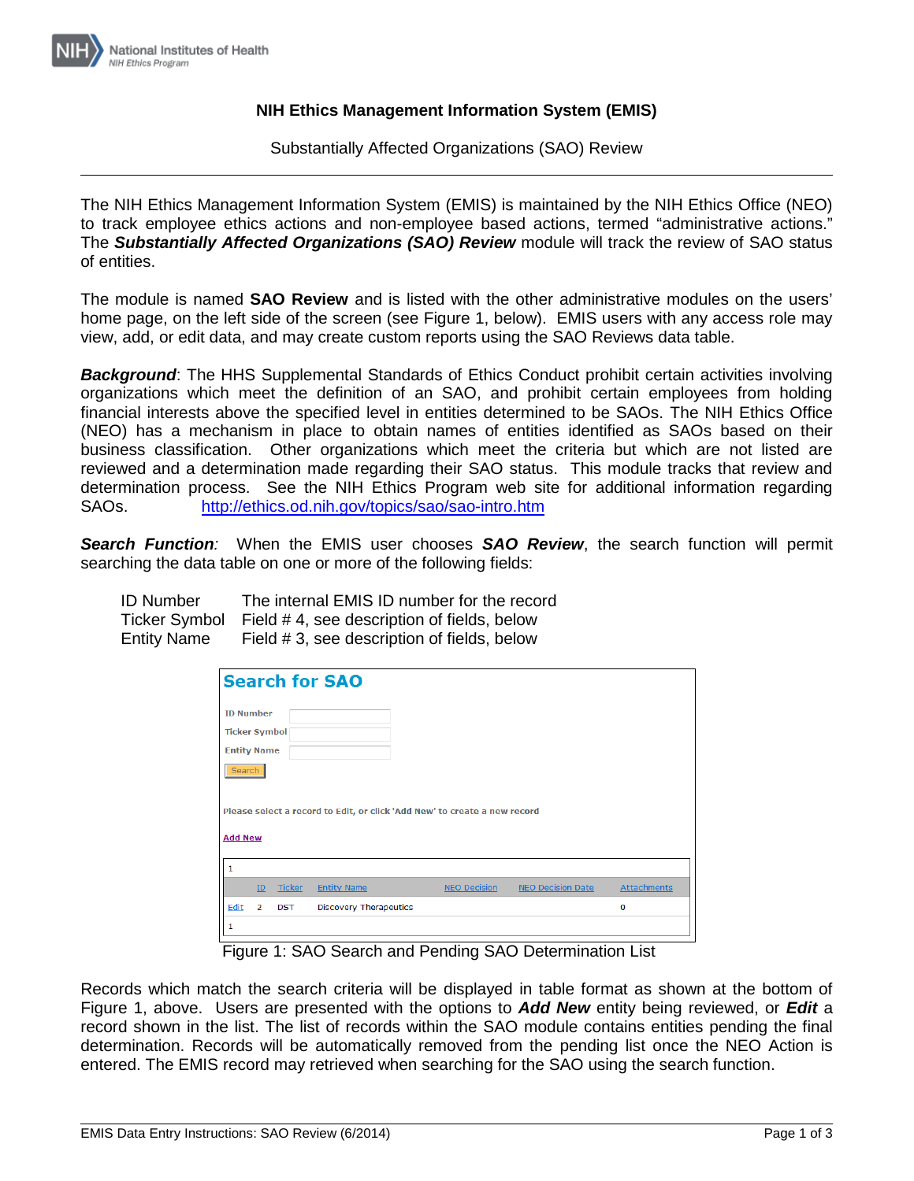# NIH Ethics Management Information System (EMIS)

Substantially Affected Organizations (SAO) Review

---

The NIH Ethics Management Information System (EMIS) is maintained by the NIH Ethics Office (NEO) to track employee ethics actions and non-employee based actions, termed "administrative actions." The ***Substantially Affected Organizations (SAO) Review*** module will track the review of SAO status of entities.

The module is named **SAO Review** and is listed with the other administrative modules on the users' home page, on the left side of the screen (see Figure 1, below). EMIS users with any access role may view, add, or edit data, and may create custom reports using the SAO Reviews data table.

***Background***: The HHS Supplemental Standards of Ethics Conduct prohibit certain activities involving organizations which meet the definition of an SAO, and prohibit certain employees from holding financial interests above the specified level in entities determined to be SAOs. The NIH Ethics Office (NEO) has a mechanism in place to obtain names of entities identified as SAOs based on their business classification. Other organizations which meet the criteria but which are not listed are reviewed and a determination made regarding their SAO status. This module tracks that review and determination process. See the NIH Ethics Program web site for additional information regarding SAOs. http://ethics.od.nih.gov/topics/sao/sao-intro.htm

***Search Function****:* When the EMIS user chooses ***SAO Review***, the search function will permit searching the data table on one or more of the following fields:

| | |
|---|---|
| ID Number | The internal EMIS ID number for the record |
| Ticker Symbol | Field # 4, see description of fields, below |
| Entity Name | Field # 3, see description of fields, below |

**Search for SAO**

ID Number [ ]
Ticker Symbol [ ]
Entity Name [ ]
[Search]

Please select a record to Edit, or click 'Add New' to create a new record

Add New

1

| | ID | Ticker | Entity Name | NEO Decision | NEO Decision Date | Attachments |
|---|---|---|---|---|---|---|
| Edit | 2 | DST | Discovery Therapeutics | | | 0 |

1

Figure 1: SAO Search and Pending SAO Determination List

Records which match the search criteria will be displayed in table format as shown at the bottom of Figure 1, above. Users are presented with the options to ***Add New*** entity being reviewed, or ***Edit*** a record shown in the list. The list of records within the SAO module contains entities pending the final determination. Records will be automatically removed from the pending list once the NEO Action is entered. The EMIS record may retrieved when searching for the SAO using the search function.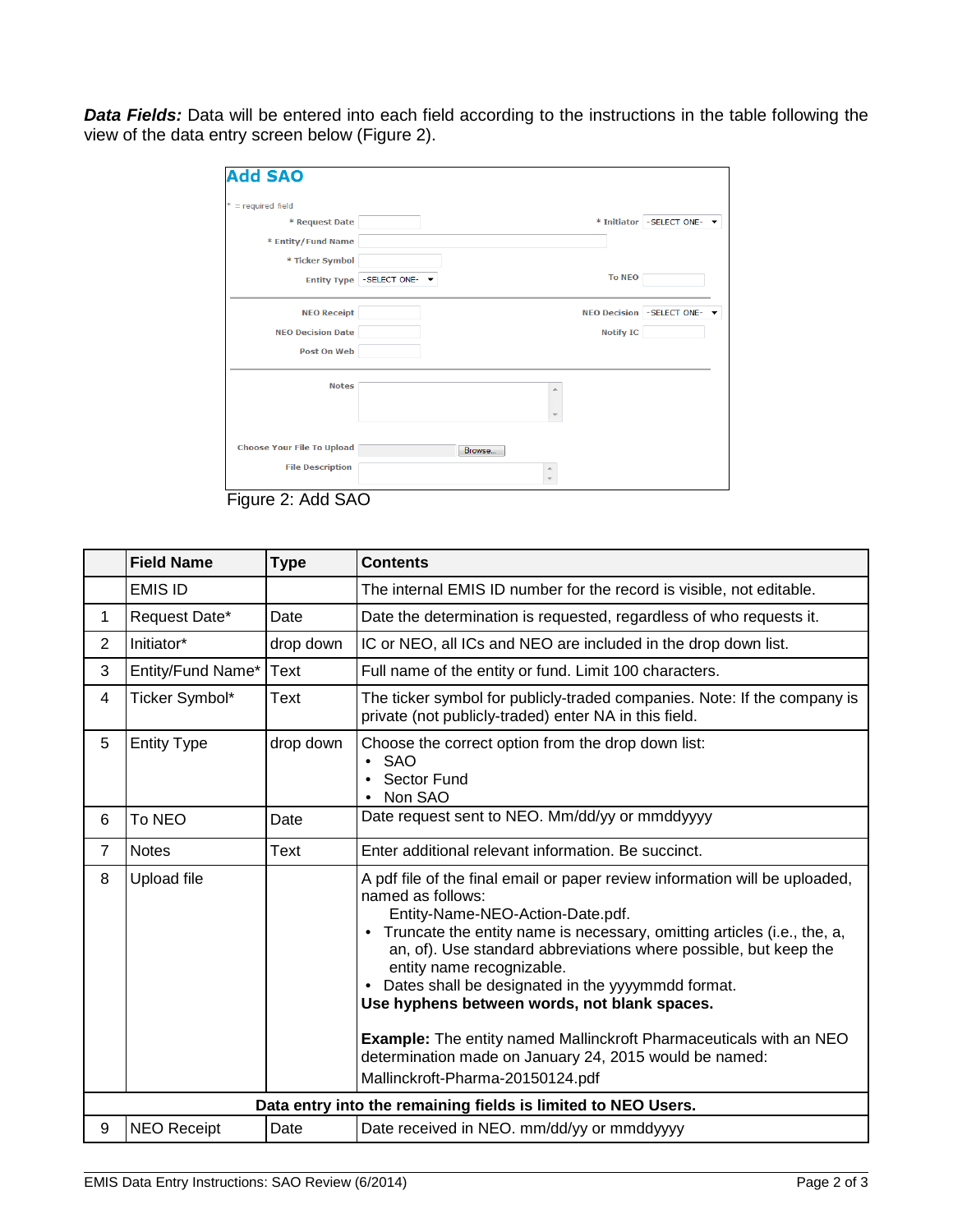***Data Fields:*** Data will be entered into each field according to the instructions in the table following the view of the data entry screen below (Figure 2).

Figure 2: Add SAO

| | Field Name | Type | Contents |
|---|---|---|---|
| | EMIS ID | | The internal EMIS ID number for the record is visible, not editable. |
| 1 | Request Date* | Date | Date the determination is requested, regardless of who requests it. |
| 2 | Initiator* | drop down | IC or NEO, all ICs and NEO are included in the drop down list. |
| 3 | Entity/Fund Name* | Text | Full name of the entity or fund. Limit 100 characters. |
| 4 | Ticker Symbol* | Text | The ticker symbol for publicly-traded companies. Note: If the company is private (not publicly-traded) enter NA in this field. |
| 5 | Entity Type | drop down | Choose the correct option from the drop down list:<br>• SAO<br>• Sector Fund<br>• Non SAO |
| 6 | To NEO | Date | Date request sent to NEO. Mm/dd/yy or mmddyyyy |
| 7 | Notes | Text | Enter additional relevant information. Be succinct. |
| 8 | Upload file | | A pdf file of the final email or paper review information will be uploaded, named as follows:<br>Entity-Name-NEO-Action-Date.pdf.<br>• Truncate the entity name is necessary, omitting articles (i.e., the, a, an, of). Use standard abbreviations where possible, but keep the entity name recognizable.<br>• Dates shall be designated in the yyyymmdd format.<br>**Use hyphens between words, not blank spaces.**<br><br>**Example:** The entity named Mallinckroft Pharmaceuticals with an NEO determination made on January 24, 2015 would be named:<br>Mallinckroft-Pharma-20150124.pdf |
| **Data entry into the remaining fields is limited to NEO Users.** | | | |
| 9 | NEO Receipt | Date | Date received in NEO. mm/dd/yy or mmddyyyy |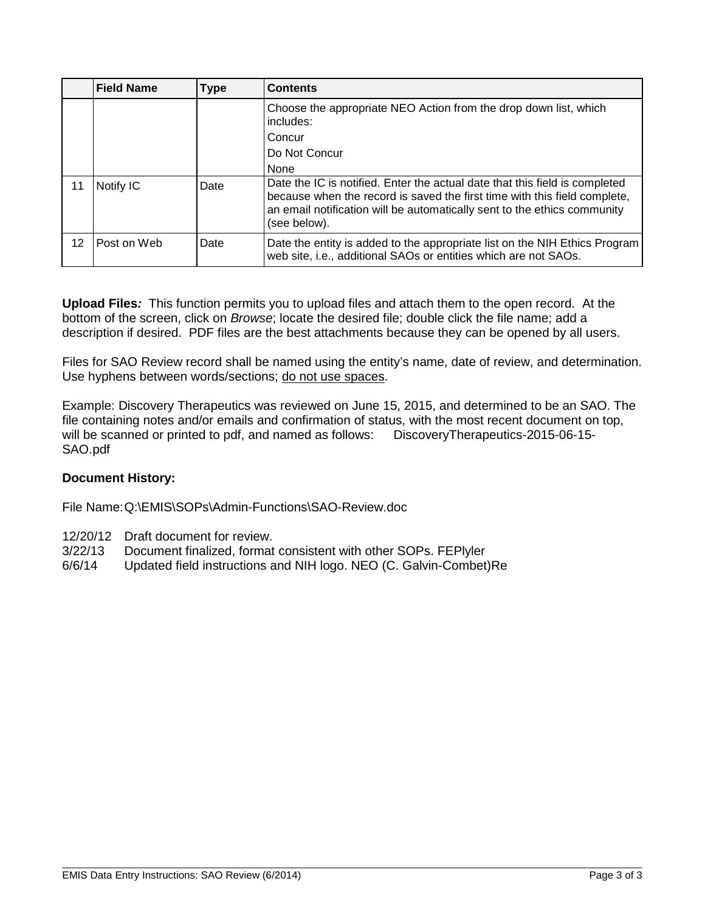| | Field Name | Type | Contents |
|---|---|---|---|
| | | | Choose the appropriate NEO Action from the drop down list, which includes:<br>Concur<br>Do Not Concur<br>None |
| 11 | Notify IC | Date | Date the IC is notified. Enter the actual date that this field is completed because when the record is saved the first time with this field complete, an email notification will be automatically sent to the ethics community (see below). |
| 12 | Post on Web | Date | Date the entity is added to the appropriate list on the NIH Ethics Program web site, i.e., additional SAOs or entities which are not SAOs. |

**Upload Files***:* This function permits you to upload files and attach them to the open record. At the bottom of the screen, click on *Browse*; locate the desired file; double click the file name; add a description if desired. PDF files are the best attachments because they can be opened by all users.

Files for SAO Review record shall be named using the entity's name, date of review, and determination. Use hyphens between words/sections; <u>do not use spaces</u>.

Example: Discovery Therapeutics was reviewed on June 15, 2015, and determined to be an SAO. The file containing notes and/or emails and confirmation of status, with the most recent document on top, will be scanned or printed to pdf, and named as follows: DiscoveryTherapeutics-2015-06-15-SAO.pdf

**Document History:**

File Name: Q:\EMIS\SOPs\Admin-Functions\SAO-Review.doc

12/20/12 Draft document for review.
3/22/13 Document finalized, format consistent with other SOPs. FEPlyler
6/6/14 Updated field instructions and NIH logo. NEO (C. Galvin-Combet)Re